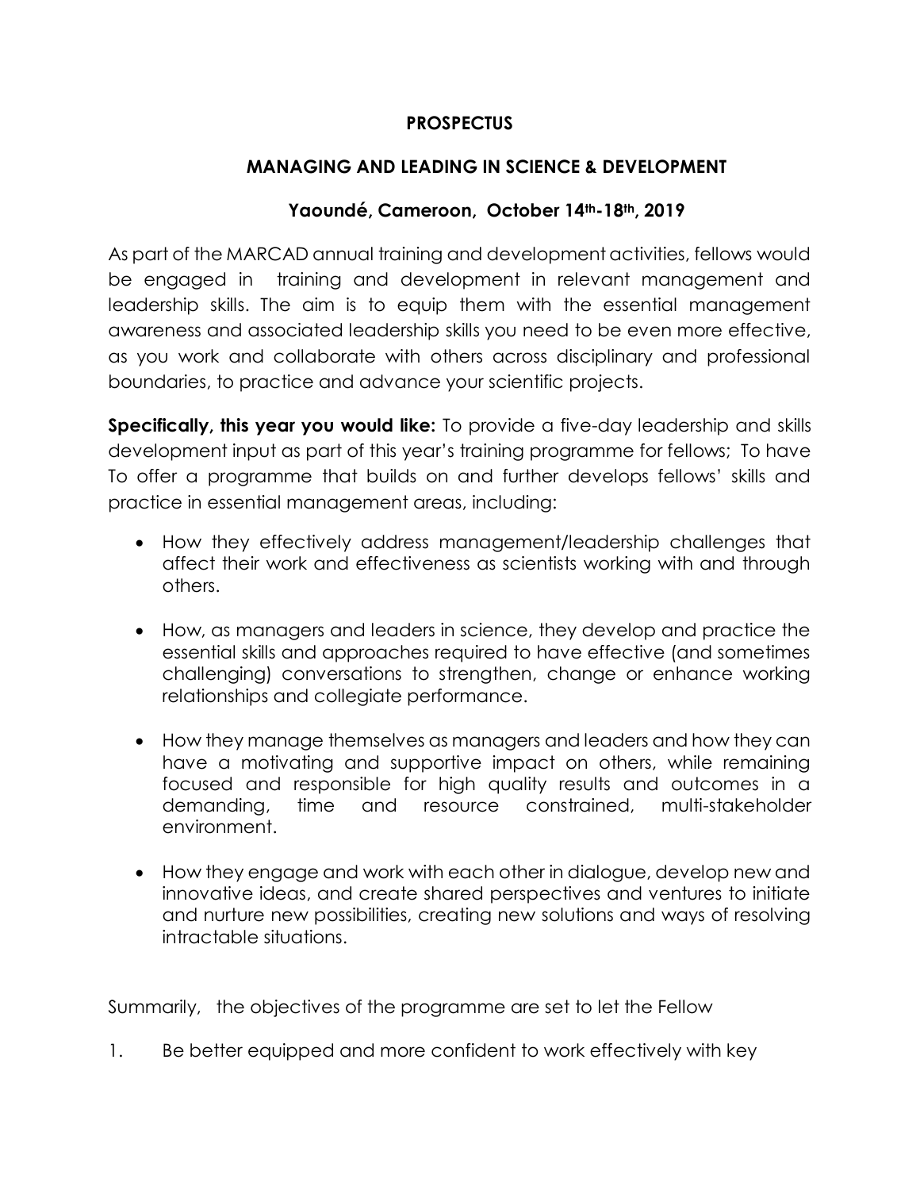**PROSPECTUS**

**MANAGING AND LEADING IN SCIENCE & DEVELOPMENT**

**Yaoundé, Cameroon, October 14th-18th, 2019**

As part of the MARCAD annual training and development activities, fellows would be engaged in training and development in relevant management and leadership skills. The aim is to equip them with the essential management awareness and associated leadership skills you need to be even more effective, as you work and collaborate with others across disciplinary and professional boundaries, to practice and advance your scientific projects.

**Specifically, this year you would like:** To provide a five-day leadership and skills development input as part of this year's training programme for fellows; To have To offer a programme that builds on and further develops fellows' skills and practice in essential management areas, including:

- How they effectively address management/leadership challenges that affect their work and effectiveness as scientists working with and through others.
- How, as managers and leaders in science, they develop and practice the essential skills and approaches required to have effective (and sometimes challenging) conversations to strengthen, change or enhance working relationships and collegiate performance.
- How they manage themselves as managers and leaders and how they can have a motivating and supportive impact on others, while remaining focused and responsible for high quality results and outcomes in a demanding, time and resource constrained, multi-stakeholder environment.
- How they engage and work with each other in dialogue, develop new and innovative ideas, and create shared perspectives and ventures to initiate and nurture new possibilities, creating new solutions and ways of resolving intractable situations.

Summarily, the objectives of the programme are set to let the Fellow

1. Be better equipped and more confident to work effectively with key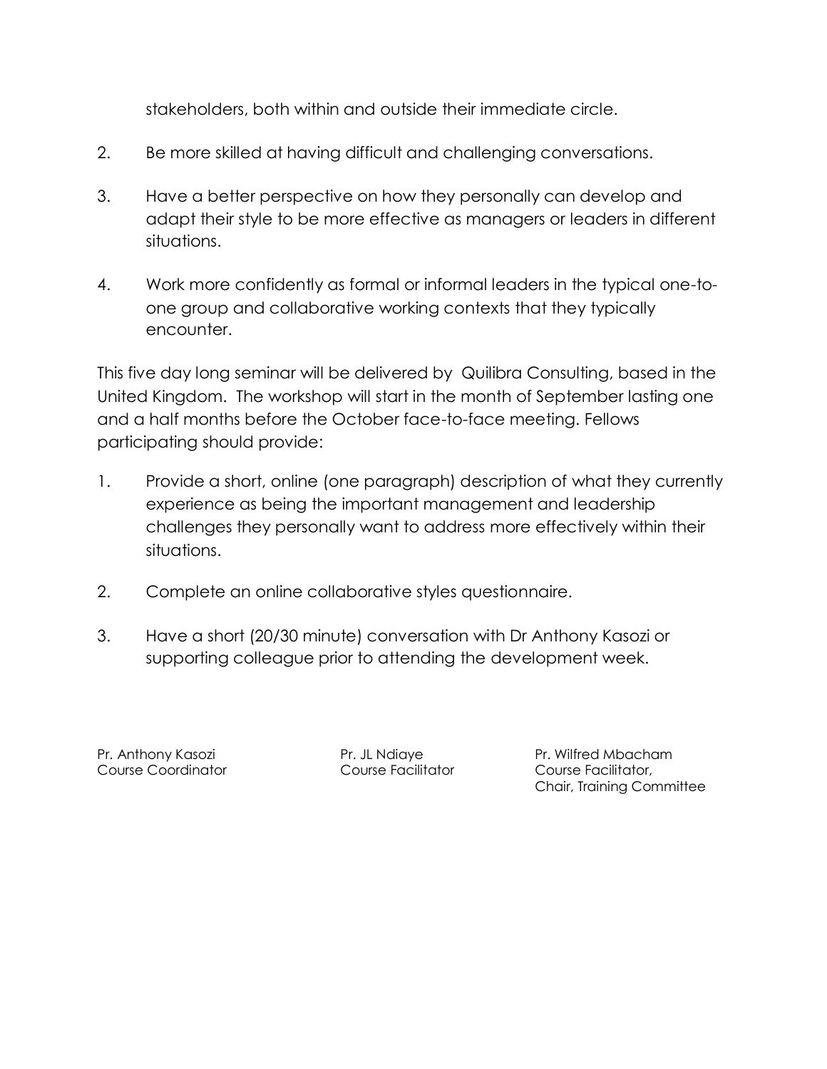stakeholders, both within and outside their immediate circle.

2. Be more skilled at having difficult and challenging conversations.

3. Have a better perspective on how they personally can develop and adapt their style to be more effective as managers or leaders in different situations.

4. Work more confidently as formal or informal leaders in the typical one-to-one group and collaborative working contexts that they typically encounter.

This five day long seminar will be delivered by Quilibra Consulting, based in the United Kingdom. The workshop will start in the month of September lasting one and a half months before the October face-to-face meeting. Fellows participating should provide:

1. Provide a short, online (one paragraph) description of what they currently experience as being the important management and leadership challenges they personally want to address more effectively within their situations.

2. Complete an online collaborative styles questionnaire.

3. Have a short (20/30 minute) conversation with Dr Anthony Kasozi or supporting colleague prior to attending the development week.

| Pr. Anthony Kasozi | Pr. JL Ndiaye | Pr. Wilfred Mbacham |
|---|---|---|
| Course Coordinator | Course Facilitator | Course Facilitator, Chair, Training Committee |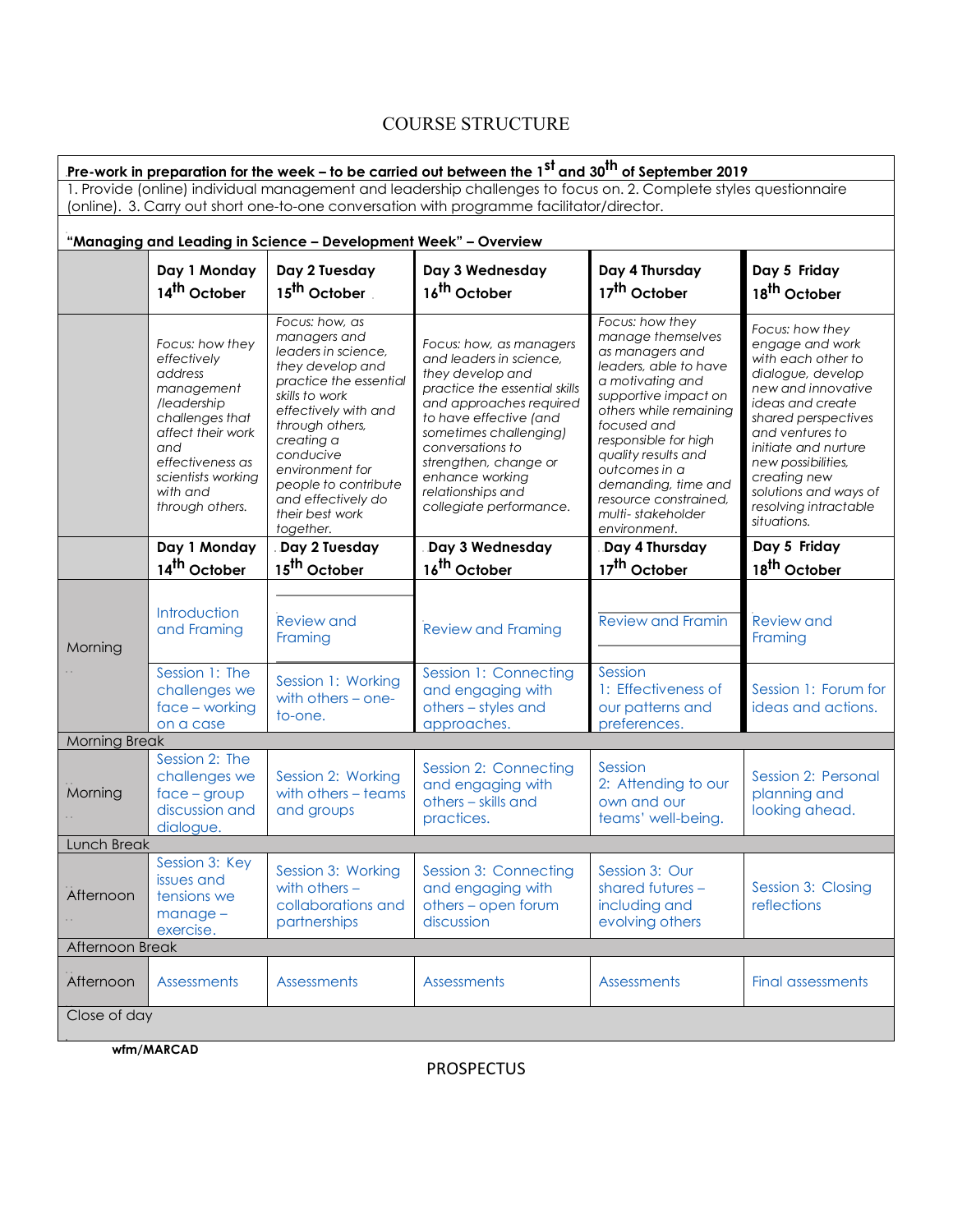# COURSE STRUCTURE

**Pre-work in preparation for the week – to be carried out between the 1st and 30th of September 2019**

1. Provide (online) individual management and leadership challenges to focus on. 2. Complete styles questionnaire (online). 3. Carry out short one-to-one conversation with programme facilitator/director.

**"Managing and Leading in Science – Development Week" – Overview**

| | **Day 1 Monday 14th October** | **Day 2 Tuesday 15th October** | **Day 3 Wednesday 16th October** | **Day 4 Thursday 17th October** | **Day 5 Friday 18th October** |
|---|---|---|---|---|---|
| | *Focus: how they effectively address management /leadership challenges that affect their work and effectiveness as scientists working with and through others.* | *Focus: how, as managers and leaders in science, they develop and practice the essential skills to work effectively with and through others, creating a conducive environment for people to contribute and effectively do their best work together.* | *Focus: how, as managers and leaders in science, they develop and practice the essential skills and approaches required to have effective (and sometimes challenging) conversations to strengthen, change or enhance working relationships and collegiate performance.* | *Focus: how they manage themselves as managers and leaders, able to have a motivating and supportive impact on others while remaining focused and responsible for high quality results and outcomes in a demanding, time and resource constrained, multi- stakeholder environment.* | *Focus: how they engage and work with each other to dialogue, develop new and innovative ideas and create shared perspectives and ventures to initiate and nurture new possibilities, creating new solutions and ways of resolving intractable situations.* |
| | **Day 1 Monday 14th October** | **Day 2 Tuesday 15th October** | **Day 3 Wednesday 16th October** | **Day 4 Thursday 17th October** | **Day 5 Friday 18th October** |
| Morning | Introduction and Framing | Review and Framing | Review and Framing | Review and Framin | Review and Framing |
| | Session 1: The challenges we face – working on a case | Session 1: Working with others – one-to-one. | Session 1: Connecting and engaging with others – styles and approaches. | Session 1: Effectiveness of our patterns and preferences. | Session 1: Forum for ideas and actions. |
| Morning Break | | | | | |
| Morning | Session 2: The challenges we face – group discussion and dialogue. | Session 2: Working with others – teams and groups | Session 2: Connecting and engaging with others – skills and practices. | Session 2: Attending to our own and our teams' well-being. | Session 2: Personal planning and looking ahead. |
| Lunch Break | | | | | |
| Afternoon | Session 3: Key issues and tensions we manage – exercise. | Session 3: Working with others – collaborations and partnerships | Session 3: Connecting and engaging with others – open forum discussion | Session 3: Our shared futures – including and evolving others | Session 3: Closing reflections |
| Afternoon Break | | | | | |
| Afternoon | Assessments | Assessments | Assessments | Assessments | Final assessments |
| Close of day | | | | | |

wfm/MARCAD

PROSPECTUS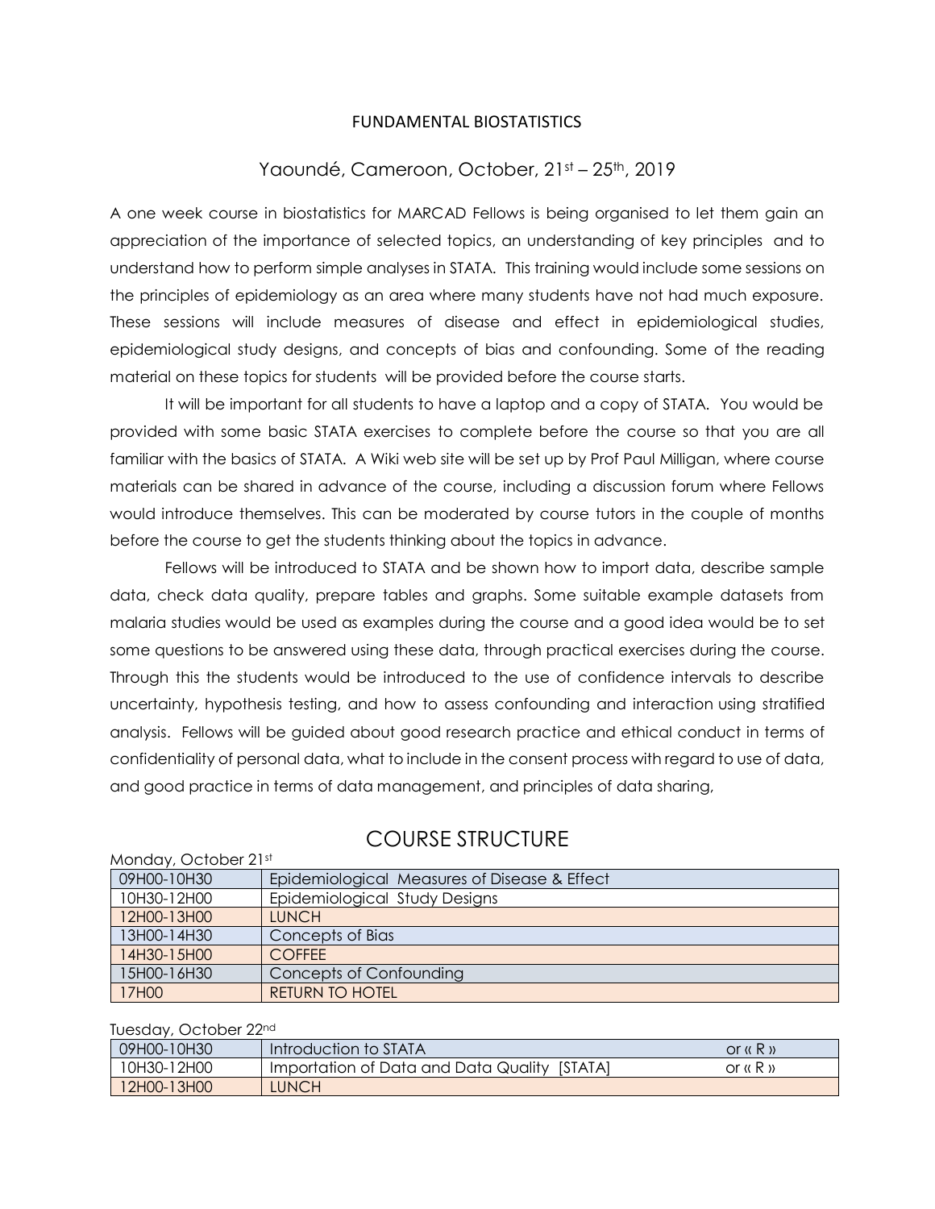# FUNDAMENTAL BIOSTATISTICS

## Yaoundé, Cameroon, October, 21st – 25th, 2019

A one week course in biostatistics for MARCAD Fellows is being organised to let them gain an appreciation of the importance of selected topics, an understanding of key principles and to understand how to perform simple analyses in STATA. This training would include some sessions on the principles of epidemiology as an area where many students have not had much exposure. These sessions will include measures of disease and effect in epidemiological studies, epidemiological study designs, and concepts of bias and confounding. Some of the reading material on these topics for students will be provided before the course starts.

It will be important for all students to have a laptop and a copy of STATA. You would be provided with some basic STATA exercises to complete before the course so that you are all familiar with the basics of STATA. A Wiki web site will be set up by Prof Paul Milligan, where course materials can be shared in advance of the course, including a discussion forum where Fellows would introduce themselves. This can be moderated by course tutors in the couple of months before the course to get the students thinking about the topics in advance.

Fellows will be introduced to STATA and be shown how to import data, describe sample data, check data quality, prepare tables and graphs. Some suitable example datasets from malaria studies would be used as examples during the course and a good idea would be to set some questions to be answered using these data, through practical exercises during the course. Through this the students would be introduced to the use of confidence intervals to describe uncertainty, hypothesis testing, and how to assess confounding and interaction using stratified analysis. Fellows will be guided about good research practice and ethical conduct in terms of confidentiality of personal data, what to include in the consent process with regard to use of data, and good practice in terms of data management, and principles of data sharing,

## COURSE STRUCTURE

Monday, October 21st

| | |
|---|---|
| 09H00-10H30 | Epidemiological Measures of Disease & Effect |
| 10H30-12H00 | Epidemiological Study Designs |
| 12H00-13H00 | LUNCH |
| 13H00-14H30 | Concepts of Bias |
| 14H30-15H00 | COFFEE |
| 15H00-16H30 | Concepts of Confounding |
| 17H00 | RETURN TO HOTEL |

Tuesday, October 22nd

| | | |
|---|---|---|
| 09H00-10H30 | Introduction to STATA | or « R » |
| 10H30-12H00 | Importation of Data and Data Quality [STATA] | or « R » |
| 12H00-13H00 | LUNCH | |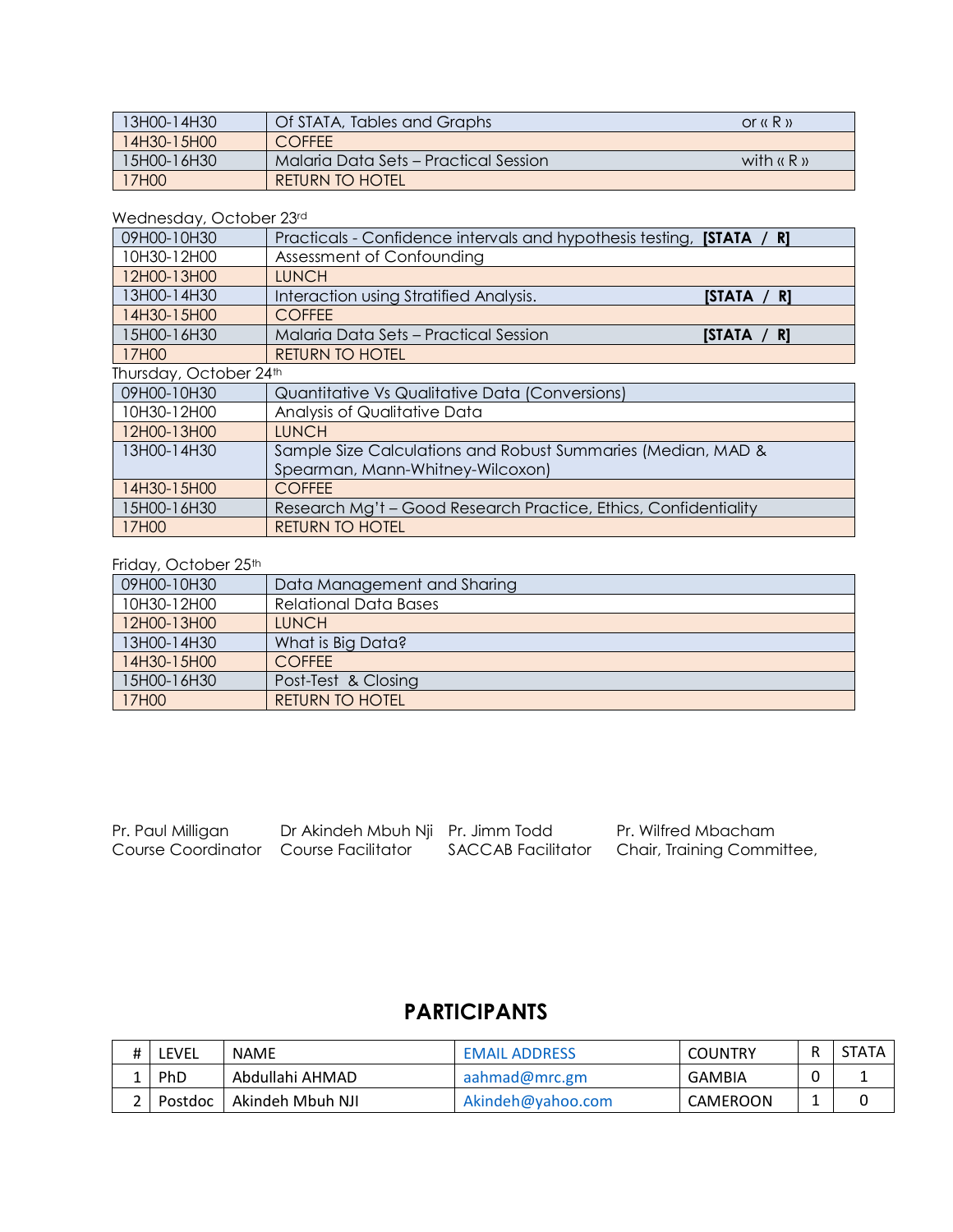| | | |
|---|---|---|
| 13H00-14H30 | Of STATA, Tables and Graphs | or « R » |
| 14H30-15H00 | COFFEE | |
| 15H00-16H30 | Malaria Data Sets – Practical Session | with « R » |
| 17H00 | RETURN TO HOTEL | |

Wednesday, October 23rd

| | | |
|---|---|---|
| 09H00-10H30 | Practicals - Confidence intervals and hypothesis testing, | **[STATA / R]** |
| 10H30-12H00 | Assessment of Confounding | |
| 12H00-13H00 | LUNCH | |
| 13H00-14H30 | Interaction using Stratified Analysis. | **[STATA / R]** |
| 14H30-15H00 | COFFEE | |
| 15H00-16H30 | Malaria Data Sets – Practical Session | **[STATA / R]** |
| 17H00 | RETURN TO HOTEL | |

Thursday, October 24th

| | |
|---|---|
| 09H00-10H30 | Quantitative Vs Qualitative Data (Conversions) |
| 10H30-12H00 | Analysis of Qualitative Data |
| 12H00-13H00 | LUNCH |
| 13H00-14H30 | Sample Size Calculations and Robust Summaries (Median, MAD & Spearman, Mann-Whitney-Wilcoxon) |
| 14H30-15H00 | COFFEE |
| 15H00-16H30 | Research Mg't – Good Research Practice, Ethics, Confidentiality |
| 17H00 | RETURN TO HOTEL |

Friday, October 25th

| | |
|---|---|
| 09H00-10H30 | Data Management and Sharing |
| 10H30-12H00 | Relational Data Bases |
| 12H00-13H00 | LUNCH |
| 13H00-14H30 | What is Big Data? |
| 14H30-15H00 | COFFEE |
| 15H00-16H30 | Post-Test & Closing |
| 17H00 | RETURN TO HOTEL |

Pr. Paul Milligan
Course Coordinator

Dr Akindeh Mbuh Nji
Course Facilitator

Pr. Jimm Todd
SACCAB Facilitator

Pr. Wilfred Mbacham
Chair, Training Committee,

## PARTICIPANTS

| # | LEVEL | NAME | EMAIL ADDRESS | COUNTRY | R | STATA |
|---|---|---|---|---|---|---|
| 1 | PhD | Abdullahi AHMAD | aahmad@mrc.gm | GAMBIA | 0 | 1 |
| 2 | Postdoc | Akindeh Mbuh NJI | Akindeh@yahoo.com | CAMEROON | 1 | 0 |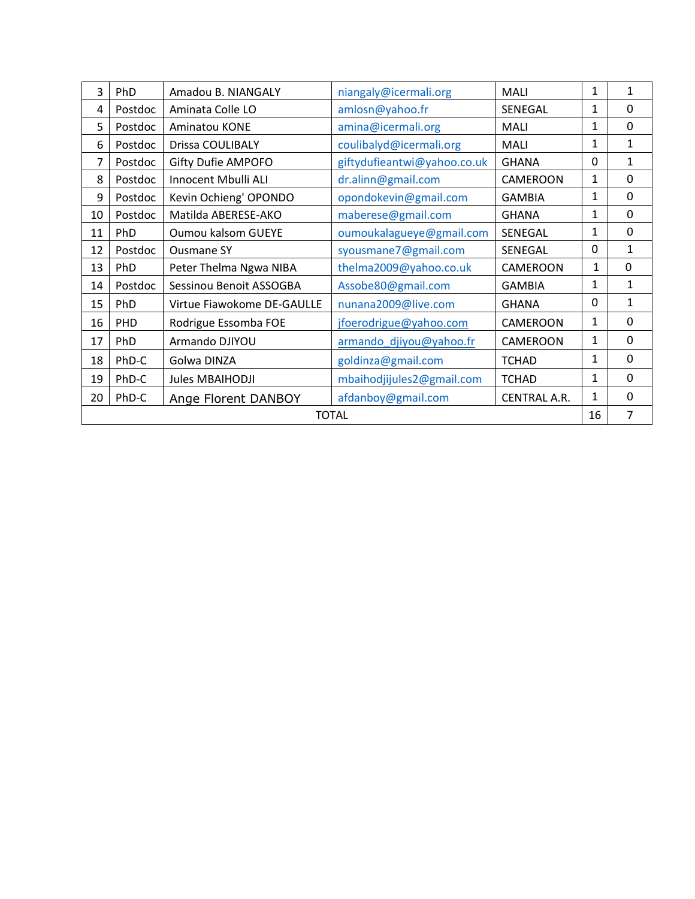| | | | | | | |
|---|---|---|---|---|---|---|
| 3 | PhD | Amadou B. NIANGALY | niangaly@icermali.org | MALI | 1 | 1 |
| 4 | Postdoc | Aminata Colle LO | amlosn@yahoo.fr | SENEGAL | 1 | 0 |
| 5 | Postdoc | Aminatou KONE | amina@icermali.org | MALI | 1 | 0 |
| 6 | Postdoc | Drissa COULIBALY | coulibalyd@icermali.org | MALI | 1 | 1 |
| 7 | Postdoc | Gifty Dufie AMPOFO | giftydufieantwi@yahoo.co.uk | GHANA | 0 | 1 |
| 8 | Postdoc | Innocent Mbulli ALI | dr.alinn@gmail.com | CAMEROON | 1 | 0 |
| 9 | Postdoc | Kevin Ochieng' OPONDO | opondokevin@gmail.com | GAMBIA | 1 | 0 |
| 10 | Postdoc | Matilda ABERESE-AKO | maberese@gmail.com | GHANA | 1 | 0 |
| 11 | PhD | Oumou kalsom GUEYE | oumoukalagueye@gmail.com | SENEGAL | 1 | 0 |
| 12 | Postdoc | Ousmane SY | syousmane7@gmail.com | SENEGAL | 0 | 1 |
| 13 | PhD | Peter Thelma Ngwa NIBA | thelma2009@yahoo.co.uk | CAMEROON | 1 | 0 |
| 14 | Postdoc | Sessinou Benoit ASSOGBA | Assobe80@gmail.com | GAMBIA | 1 | 1 |
| 15 | PhD | Virtue Fiawokome DE-GAULLE | nunana2009@live.com | GHANA | 0 | 1 |
| 16 | PHD | Rodrigue Essomba FOE | jfoerodrigue@yahoo.com | CAMEROON | 1 | 0 |
| 17 | PhD | Armando DJIYOU | armando_djiyou@yahoo.fr | CAMEROON | 1 | 0 |
| 18 | PhD-C | Golwa DINZA | goldinza@gmail.com | TCHAD | 1 | 0 |
| 19 | PhD-C | Jules MBAIHODJI | mbaihodjijules2@gmail.com | TCHAD | 1 | 0 |
| 20 | PhD-C | Ange Florent DANBOY | afdanboy@gmail.com | CENTRAL A.R. | 1 | 0 |
| TOTAL | | | | | 16 | 7 |